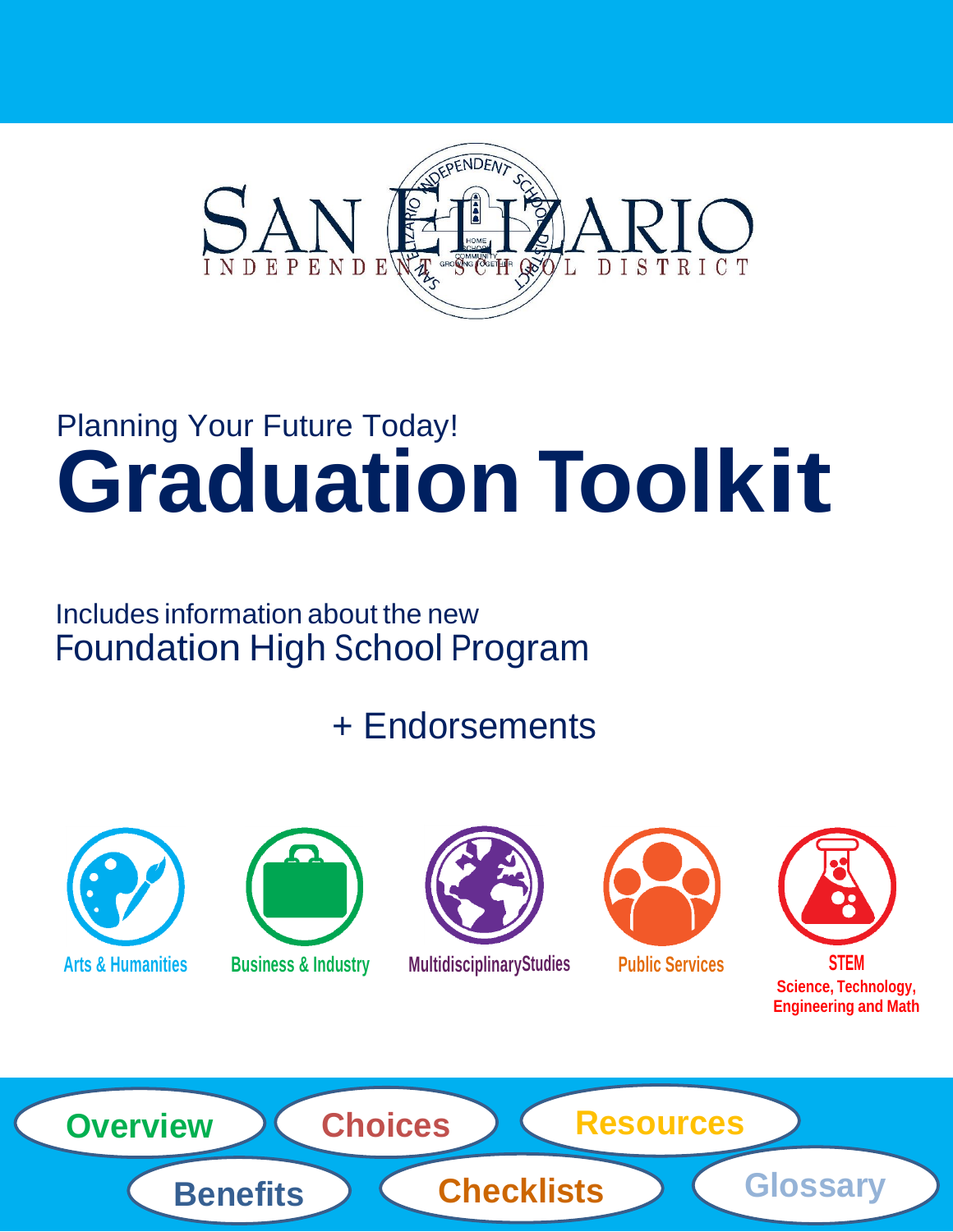SAN ELIZARIO
INDEPENDENT SCHOOL DISTRICT

Planning Your Future Today!

# Graduation Toolkit

Includes information about the new
Foundation High School Program

+ Endorsements

Arts & Humanities

Business & Industry

Multidisciplinary Studies

Public Services

STEM
Science, Technology, Engineering and Math

Overview | Choices | Resources | Benefits | Checklists | Glossary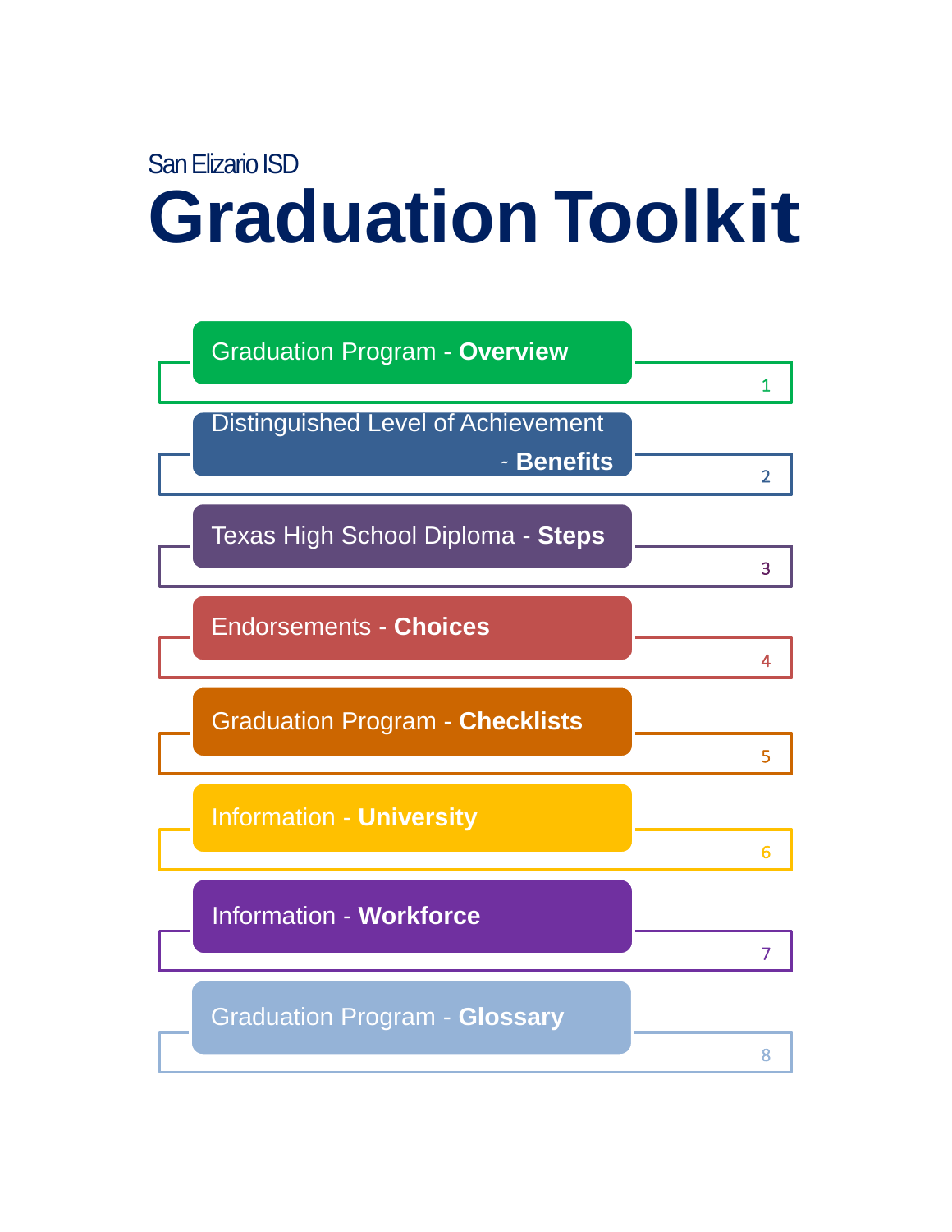San Elizario ISD

# Graduation Toolkit

| Section | Tab |
| --- | --- |
| Graduation Program - **Overview** | 1 |
| Distinguished Level of Achievement - **Benefits** | 2 |
| Texas High School Diploma - **Steps** | 3 |
| Endorsements - **Choices** | 4 |
| Graduation Program - **Checklists** | 5 |
| Information - **University** | 6 |
| Information - **Workforce** | 7 |
| Graduation Program - **Glossary** | 8 |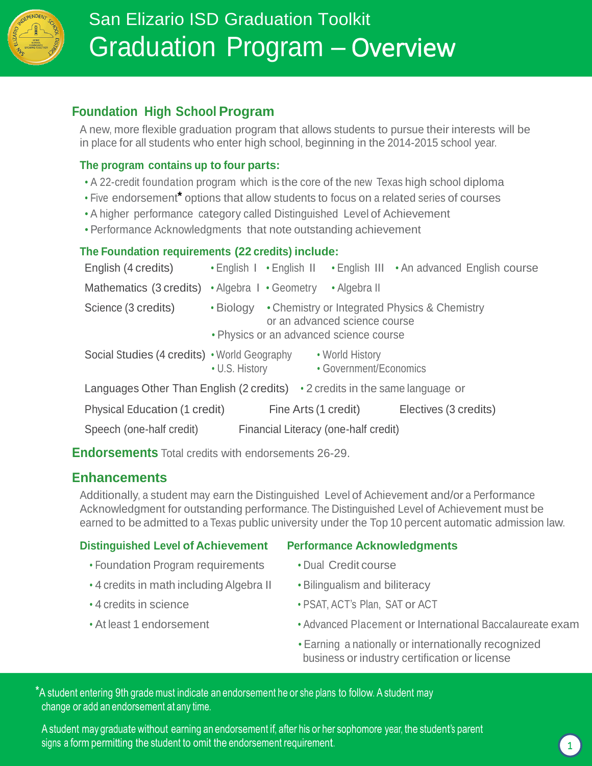San Elizario ISD Graduation Toolkit

# Graduation Program – Overview

## Foundation High School Program

A new, more flexible graduation program that allows students to pursue their interests will be in place for all students who enter high school, beginning in the 2014-2015 school year.

### The program contains up to four parts:

- A 22-credit foundation program which is the core of the new Texas high school diploma
- Five endorsement* options that allow students to focus on a related series of courses
- A higher performance category called Distinguished Level of Achievement
- Performance Acknowledgments that note outstanding achievement

### The Foundation requirements (22 credits) include:

| | |
|---|---|
| English (4 credits) | • English I • English II • English III • An advanced English course |
| Mathematics (3 credits) | • Algebra I • Geometry • Algebra II |
| Science (3 credits) | • Biology • Chemistry or Integrated Physics & Chemistry or an advanced science course • Physics or an advanced science course |
| Social Studies (4 credits) | • World Geography • World History • U.S. History • Government/Economics |
| Languages Other Than English (2 credits) | • 2 credits in the same language or |

Physical Education (1 credit) Fine Arts (1 credit) Electives (3 credits)

Speech (one-half credit) Financial Literacy (one-half credit)

## Endorsements

Total credits with endorsements 26-29.

## Enhancements

Additionally, a student may earn the Distinguished Level of Achievement and/or a Performance Acknowledgment for outstanding performance. The Distinguished Level of Achievement must be earned to be admitted to a Texas public university under the Top 10 percent automatic admission law.

### Distinguished Level of Achievement

- Foundation Program requirements
- 4 credits in math including Algebra II
- 4 credits in science
- At least 1 endorsement

### Performance Acknowledgments

- Dual Credit course
- Bilingualism and biliteracy
- PSAT, ACT's Plan, SAT or ACT
- Advanced Placement or International Baccalaureate exam
- Earning a nationally or internationally recognized business or industry certification or license

*A student entering 9th grade must indicate an endorsement he or she plans to follow. A student may change or add an endorsement at any time.

A student may graduate without earning an endorsement if, after his or her sophomore year, the student's parent signs a form permitting the student to omit the endorsement requirement.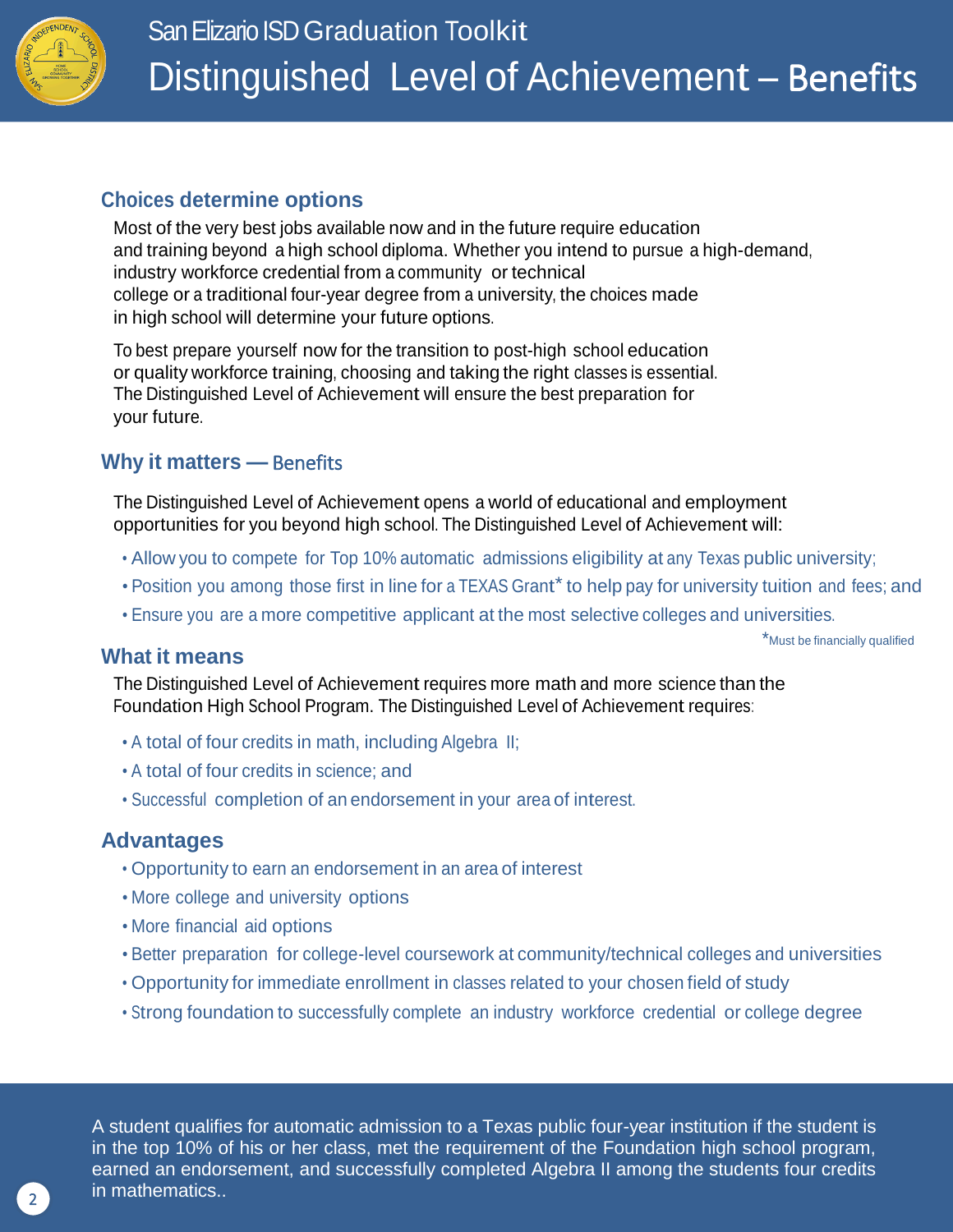# San Elizario ISD Graduation Toolkit

## Distinguished Level of Achievement – Benefits

### Choices determine options

Most of the very best jobs available now and in the future require education and training beyond a high school diploma. Whether you intend to pursue a high-demand, industry workforce credential from a community or technical college or a traditional four-year degree from a university, the choices made in high school will determine your future options.

To best prepare yourself now for the transition to post-high school education or quality workforce training, choosing and taking the right classes is essential. The Distinguished Level of Achievement will ensure the best preparation for your future.

### Why it matters — Benefits

The Distinguished Level of Achievement opens a world of educational and employment opportunities for you beyond high school. The Distinguished Level of Achievement will:

- Allow you to compete for Top 10% automatic admissions eligibility at any Texas public university;
- Position you among those first in line for a TEXAS Grant* to help pay for university tuition and fees; and
- Ensure you are a more competitive applicant at the most selective colleges and universities.

*Must be financially qualified

### What it means

The Distinguished Level of Achievement requires more math and more science than the Foundation High School Program. The Distinguished Level of Achievement requires:

- A total of four credits in math, including Algebra II;
- A total of four credits in science; and
- Successful completion of an endorsement in your area of interest.

### Advantages

- Opportunity to earn an endorsement in an area of interest
- More college and university options
- More financial aid options
- Better preparation for college-level coursework at community/technical colleges and universities
- Opportunity for immediate enrollment in classes related to your chosen field of study
- Strong foundation to successfully complete an industry workforce credential or college degree

A student qualifies for automatic admission to a Texas public four-year institution if the student is in the top 10% of his or her class, met the requirement of the Foundation high school program, earned an endorsement, and successfully completed Algebra II among the students four credits in mathematics..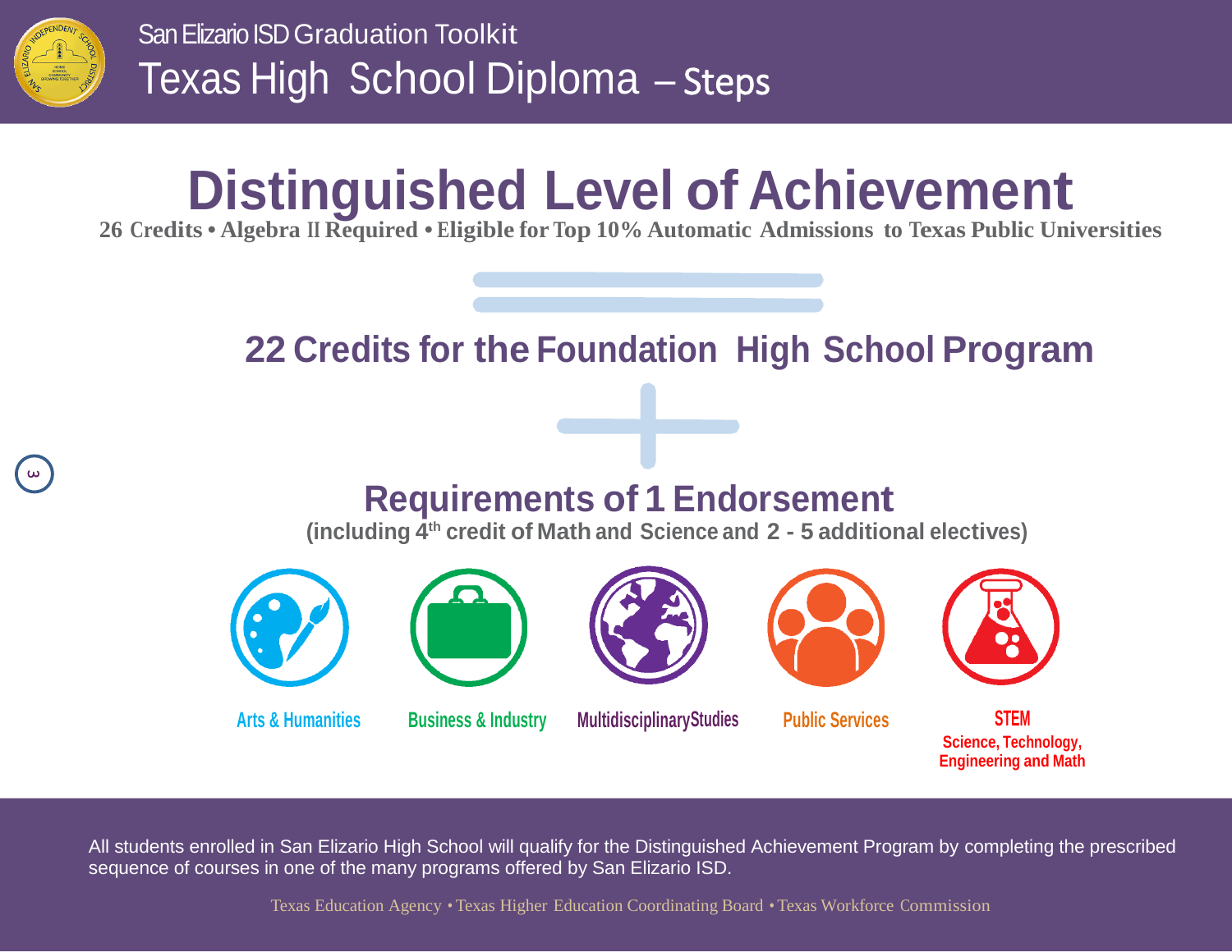San Elizario ISD Graduation Toolkit

# Texas High School Diploma – Steps

## Distinguished Level of Achievement

**26 Credits • Algebra II Required • Eligible for Top 10% Automatic Admissions to Texas Public Universities**

=

## 22 Credits for the Foundation High School Program

+

## Requirements of 1 Endorsement

**(including 4th credit of Math and Science and 2 - 5 additional electives)**

- Arts & Humanities
- Business & Industry
- Multidisciplinary Studies
- Public Services
- STEM
  Science, Technology, Engineering and Math

All students enrolled in San Elizario High School will qualify for the Distinguished Achievement Program by completing the prescribed sequence of courses in one of the many programs offered by San Elizario ISD.

Texas Education Agency • Texas Higher Education Coordinating Board • Texas Workforce Commission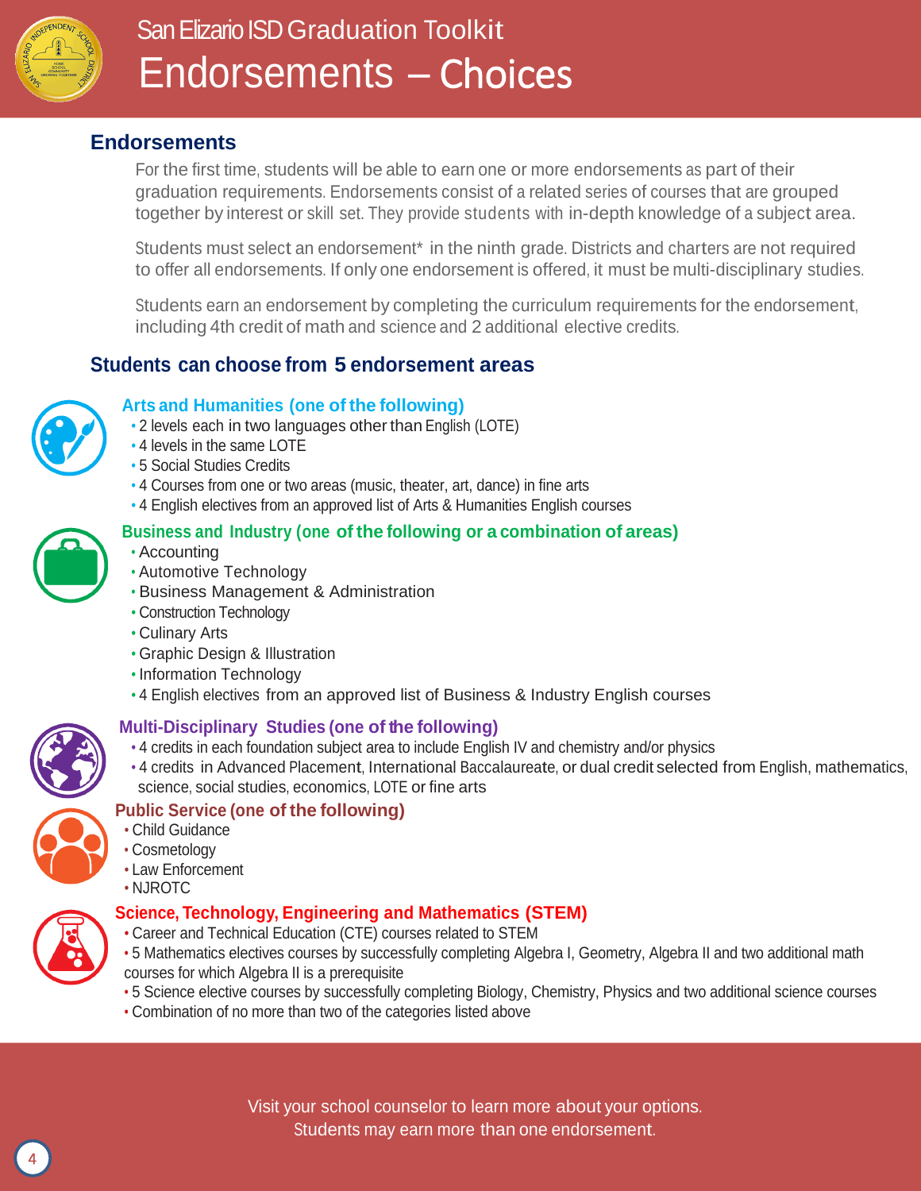# San Elizario ISD Graduation Toolkit

# Endorsements – Choices

## Endorsements

For the first time, students will be able to earn one or more endorsements as part of their graduation requirements. Endorsements consist of a related series of courses that are grouped together by interest or skill set. They provide students with in-depth knowledge of a subject area.

Students must select an endorsement* in the ninth grade. Districts and charters are not required to offer all endorsements. If only one endorsement is offered, it must be multi-disciplinary studies.

Students earn an endorsement by completing the curriculum requirements for the endorsement, including 4th credit of math and science and 2 additional elective credits.

## Students can choose from 5 endorsement areas

### Arts and Humanities (one of the following)

- 2 levels each in two languages other than English (LOTE)
- 4 levels in the same LOTE
- 5 Social Studies Credits
- 4 Courses from one or two areas (music, theater, art, dance) in fine arts
- 4 English electives from an approved list of Arts & Humanities English courses

### Business and Industry (one of the following or a combination of areas)

- Accounting
- Automotive Technology
- Business Management & Administration
- Construction Technology
- Culinary Arts
- Graphic Design & Illustration
- Information Technology
- 4 English electives from an approved list of Business & Industry English courses

### Multi-Disciplinary Studies (one of the following)

- 4 credits in each foundation subject area to include English IV and chemistry and/or physics
- 4 credits in Advanced Placement, International Baccalaureate, or dual credit selected from English, mathematics, science, social studies, economics, LOTE or fine arts

### Public Service (one of the following)

- Child Guidance
- Cosmetology
- Law Enforcement
- NJROTC

### Science, Technology, Engineering and Mathematics (STEM)

- Career and Technical Education (CTE) courses related to STEM
- 5 Mathematics electives courses by successfully completing Algebra I, Geometry, Algebra II and two additional math courses for which Algebra II is a prerequisite
- 5 Science elective courses by successfully completing Biology, Chemistry, Physics and two additional science courses
- Combination of no more than two of the categories listed above

Visit your school counselor to learn more about your options.
Students may earn more than one endorsement.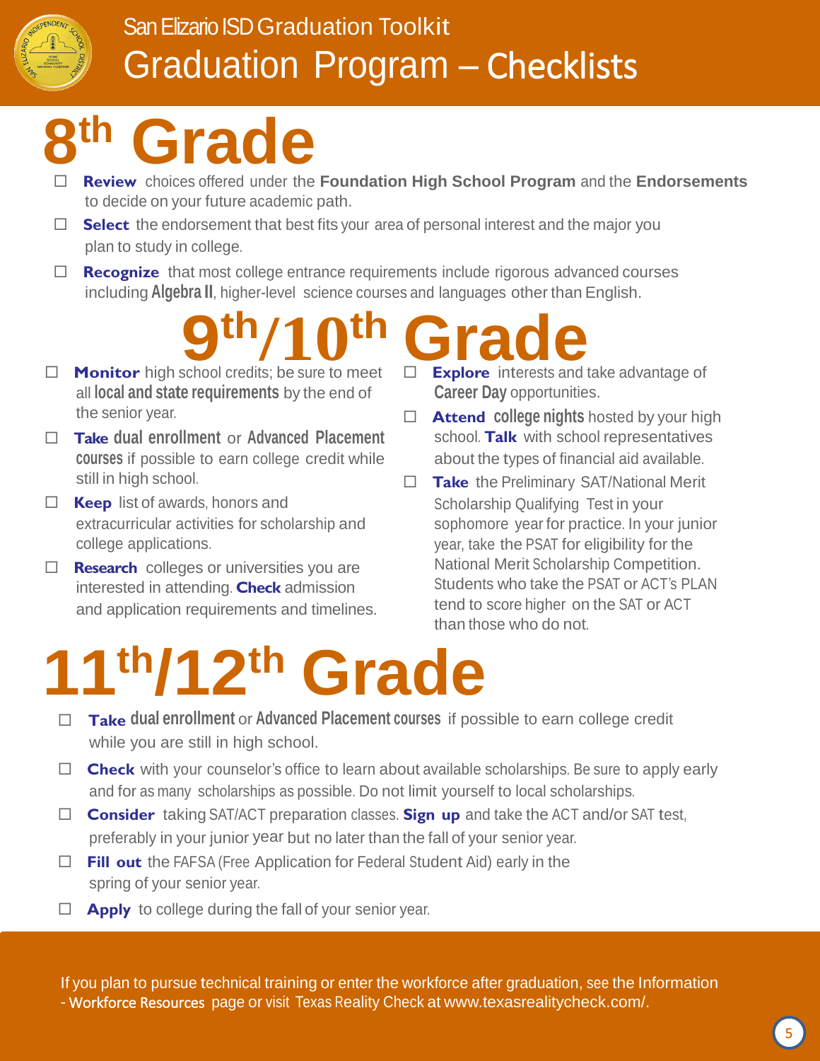# San Elizario ISD Graduation Toolkit

# Graduation Program – Checklists

## 8th Grade

- ☐ **Review** choices offered under the **Foundation High School Program** and the **Endorsements** to decide on your future academic path.
- ☐ **Select** the endorsement that best fits your area of personal interest and the major you plan to study in college.
- ☐ **Recognize** that most college entrance requirements include rigorous advanced courses including **Algebra II**, higher-level science courses and languages other than English.

## 9th/10th Grade

- ☐ **Monitor** high school credits; be sure to meet all **local and state requirements** by the end of the senior year.
- ☐ **Take dual enrollment** or **Advanced Placement courses** if possible to earn college credit while still in high school.
- ☐ **Keep** list of awards, honors and extracurricular activities for scholarship and college applications.
- ☐ **Research** colleges or universities you are interested in attending. **Check** admission and application requirements and timelines.
- ☐ **Explore** interests and take advantage of **Career Day** opportunities.
- ☐ **Attend college nights** hosted by your high school. **Talk** with school representatives about the types of financial aid available.
- ☐ **Take** the Preliminary SAT/National Merit Scholarship Qualifying Test in your sophomore year for practice. In your junior year, take the PSAT for eligibility for the National Merit Scholarship Competition. Students who take the PSAT or ACT's PLAN tend to score higher on the SAT or ACT than those who do not.

## 11th/12th Grade

- ☐ **Take dual enrollment** or **Advanced Placement courses** if possible to earn college credit while you are still in high school.
- ☐ **Check** with your counselor's office to learn about available scholarships. Be sure to apply early and for as many scholarships as possible. Do not limit yourself to local scholarships.
- ☐ **Consider** taking SAT/ACT preparation classes. **Sign up** and take the ACT and/or SAT test, preferably in your junior year but no later than the fall of your senior year.
- ☐ **Fill out** the FAFSA (Free Application for Federal Student Aid) early in the spring of your senior year.
- ☐ **Apply** to college during the fall of your senior year.

If you plan to pursue technical training or enter the workforce after graduation, see the Information - Workforce Resources page or visit Texas Reality Check at www.texasrealitycheck.com/.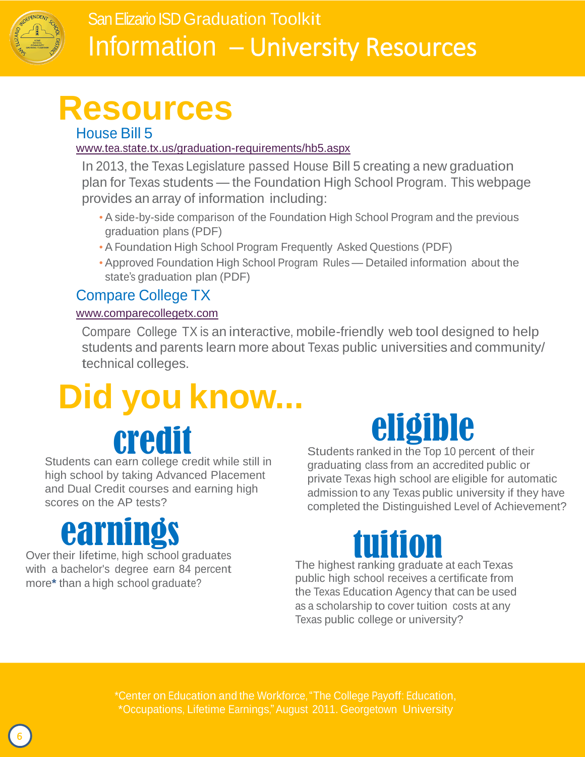# Resources

## House Bill 5

www.tea.state.tx.us/graduation-requirements/hb5.aspx

In 2013, the Texas Legislature passed House Bill 5 creating a new graduation plan for Texas students — the Foundation High School Program. This webpage provides an array of information including:

- A side-by-side comparison of the Foundation High School Program and the previous graduation plans (PDF)
- A Foundation High School Program Frequently Asked Questions (PDF)
- Approved Foundation High School Program Rules — Detailed information about the state's graduation plan (PDF)

## Compare College TX

www.comparecollegetx.com

Compare College TX is an interactive, mobile-friendly web tool designed to help students and parents learn more about Texas public universities and community/ technical colleges.

# Did you know...

### credit

Students can earn college credit while still in high school by taking Advanced Placement and Dual Credit courses and earning high scores on the AP tests?

### eligible

Students ranked in the Top 10 percent of their graduating class from an accredited public or private Texas high school are eligible for automatic admission to any Texas public university if they have completed the Distinguished Level of Achievement?

### earnings

Over their lifetime, high school graduates with a bachelor's degree earn 84 percent more* than a high school graduate?

### tuition

The highest ranking graduate at each Texas public high school receives a certificate from the Texas Education Agency that can be used as a scholarship to cover tuition costs at any Texas public college or university?

*Center on Education and the Workforce, "The College Payoff: Education, *Occupations, Lifetime Earnings," August 2011. Georgetown University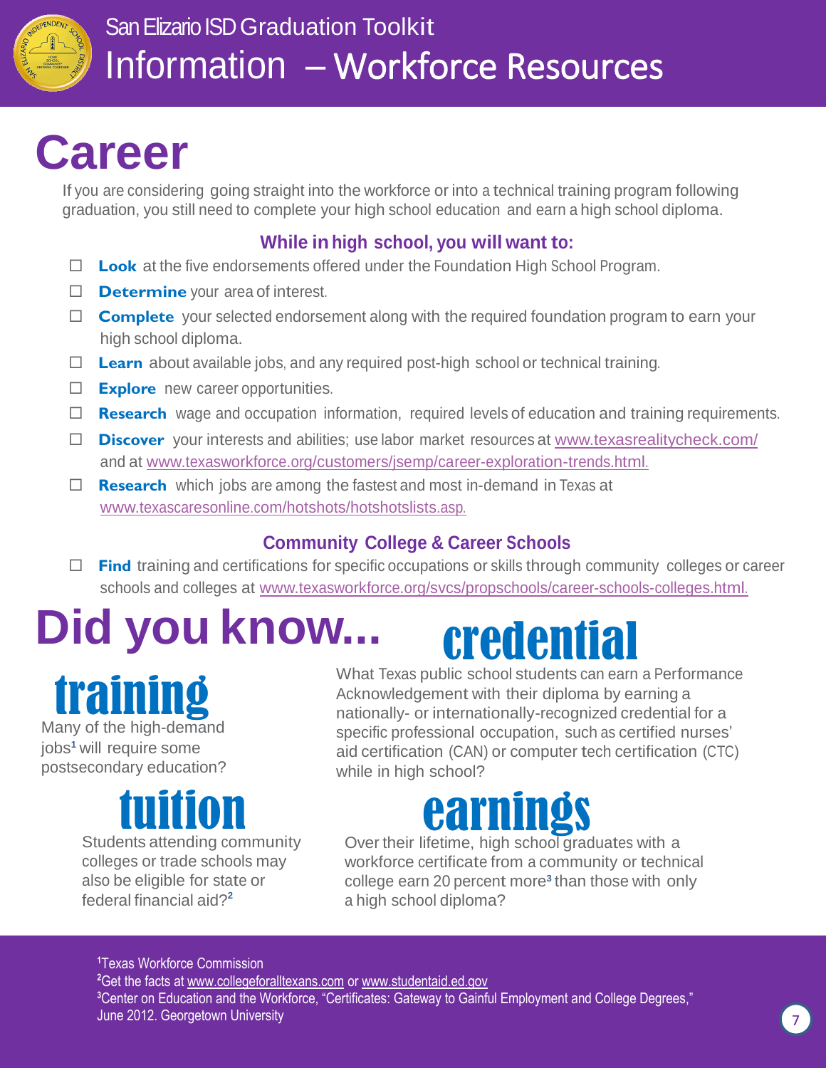San Elizario ISD Graduation Toolkit

# Information – Workforce Resources

## Career

If you are considering going straight into the workforce or into a technical training program following graduation, you still need to complete your high school education and earn a high school diploma.

### While in high school, you will want to:

- ☐ **Look** at the five endorsements offered under the Foundation High School Program.
- ☐ **Determine** your area of interest.
- ☐ **Complete** your selected endorsement along with the required foundation program to earn your high school diploma.
- ☐ **Learn** about available jobs, and any required post-high school or technical training.
- ☐ **Explore** new career opportunities.
- ☐ **Research** wage and occupation information, required levels of education and training requirements.
- ☐ **Discover** your interests and abilities; use labor market resources at www.texasrealitycheck.com/ and at www.texasworkforce.org/customers/jsemp/career-exploration-trends.html.
- ☐ **Research** which jobs are among the fastest and most in-demand in Texas at www.texascaresonline.com/hotshots/hotshotslists.asp.

### Community College & Career Schools

- ☐ **Find** training and certifications for specific occupations or skills through community colleges or career schools and colleges at www.texasworkforce.org/svcs/propschools/career-schools-colleges.html.

## Did you know...

### training

Many of the high-demand jobs[1] will require some postsecondary education?

### credential

What Texas public school students can earn a Performance Acknowledgement with their diploma by earning a nationally- or internationally-recognized credential for a specific professional occupation, such as certified nurses' aid certification (CAN) or computer tech certification (CTC) while in high school?

### tuition

Students attending community colleges or trade schools may also be eligible for state or federal financial aid?[2]

### earnings

Over their lifetime, high school graduates with a workforce certificate from a community or technical college earn 20 percent more[3] than those with only a high school diploma?

[1]Texas Workforce Commission
[2]Get the facts at www.collegeforalltexans.com or www.studentaid.ed.gov
[3]Center on Education and the Workforce, "Certificates: Gateway to Gainful Employment and College Degrees," June 2012. Georgetown University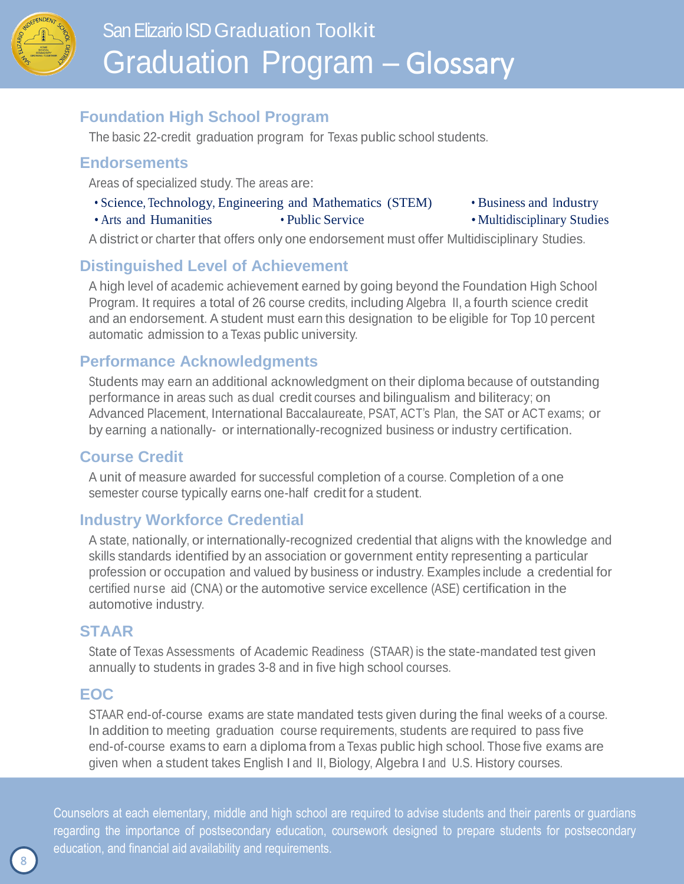# San Elizario ISD Graduation Toolkit

# Graduation Program – Glossary

## Foundation High School Program

The basic 22-credit graduation program for Texas public school students.

## Endorsements

Areas of specialized study. The areas are:

- Science, Technology, Engineering and Mathematics (STEM)
- Business and Industry
- Arts and Humanities
- Public Service
- Multidisciplinary Studies

A district or charter that offers only one endorsement must offer Multidisciplinary Studies.

## Distinguished Level of Achievement

A high level of academic achievement earned by going beyond the Foundation High School Program. It requires a total of 26 course credits, including Algebra II, a fourth science credit and an endorsement. A student must earn this designation to be eligible for Top 10 percent automatic admission to a Texas public university.

## Performance Acknowledgments

Students may earn an additional acknowledgment on their diploma because of outstanding performance in areas such as dual credit courses and bilingualism and biliteracy; on Advanced Placement, International Baccalaureate, PSAT, ACT's Plan, the SAT or ACT exams; or by earning a nationally- or internationally-recognized business or industry certification.

## Course Credit

A unit of measure awarded for successful completion of a course. Completion of a one semester course typically earns one-half credit for a student.

## Industry Workforce Credential

A state, nationally, or internationally-recognized credential that aligns with the knowledge and skills standards identified by an association or government entity representing a particular profession or occupation and valued by business or industry. Examples include a credential for certified nurse aid (CNA) or the automotive service excellence (ASE) certification in the automotive industry.

## STAAR

State of Texas Assessments of Academic Readiness (STAAR) is the state-mandated test given annually to students in grades 3-8 and in five high school courses.

## EOC

STAAR end-of-course exams are state mandated tests given during the final weeks of a course. In addition to meeting graduation course requirements, students are required to pass five end-of-course exams to earn a diploma from a Texas public high school. Those five exams are given when a student takes English I and II, Biology, Algebra I and U.S. History courses.

Counselors at each elementary, middle and high school are required to advise students and their parents or guardians regarding the importance of postsecondary education, coursework designed to prepare students for postsecondary education, and financial aid availability and requirements.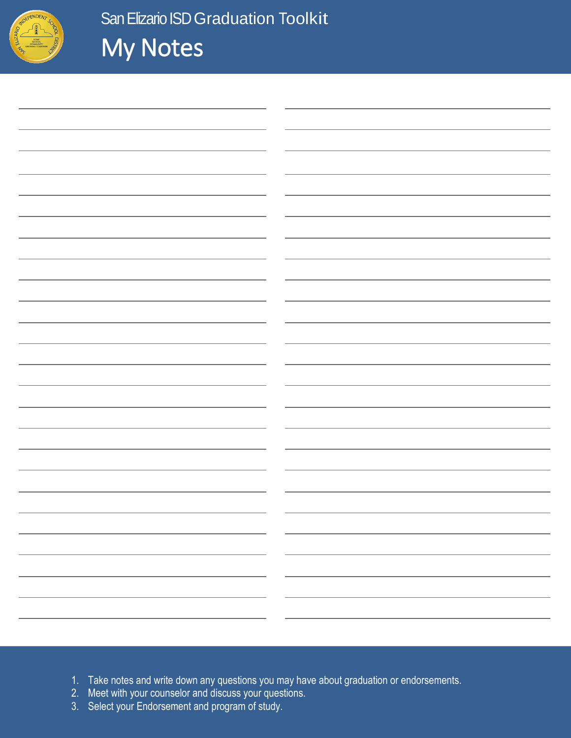San Elizario ISD Graduation Toolkit

# My Notes

1. Take notes and write down any questions you may have about graduation or endorsements.
2. Meet with your counselor and discuss your questions.
3. Select your Endorsement and program of study.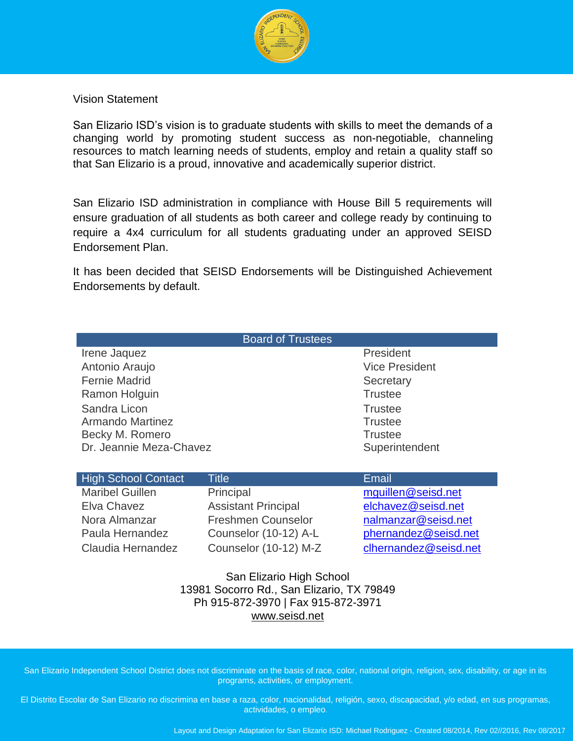## Vision Statement

San Elizario ISD's vision is to graduate students with skills to meet the demands of a changing world by promoting student success as non-negotiable, channeling resources to match learning needs of students, employ and retain a quality staff so that San Elizario is a proud, innovative and academically superior district.

San Elizario ISD administration in compliance with House Bill 5 requirements will ensure graduation of all students as both career and college ready by continuing to require a 4x4 curriculum for all students graduating under an approved SEISD Endorsement Plan.

It has been decided that SEISD Endorsements will be Distinguished Achievement Endorsements by default.

| Board of Trustees | |
|---|---|
| Irene Jaquez | President |
| Antonio Araujo | Vice President |
| Fernie Madrid | Secretary |
| Ramon Holguin | Trustee |
| Sandra Licon | Trustee |
| Armando Martinez | Trustee |
| Becky M. Romero | Trustee |
| Dr. Jeannie Meza-Chavez | Superintendent |

| High School Contact | Title | Email |
|---|---|---|
| Maribel Guillen | Principal | mguillen@seisd.net |
| Elva Chavez | Assistant Principal | elchavez@seisd.net |
| Nora Almanzar | Freshmen Counselor | nalmanzar@seisd.net |
| Paula Hernandez | Counselor (10-12) A-L | phernandez@seisd.net |
| Claudia Hernandez | Counselor (10-12) M-Z | clhernandez@seisd.net |

San Elizario High School
13981 Socorro Rd., San Elizario, TX 79849
Ph 915-872-3970 | Fax 915-872-3971
www.seisd.net

San Elizario Independent School District does not discriminate on the basis of race, color, national origin, religion, sex, disability, or age in its programs, activities, or employment.

El Distrito Escolar de San Elizario no discrimina en base a raza, color, nacionalidad, religión, sexo, discapacidad, y/o edad, en sus programas, actividades, o empleo.

Layout and Design Adaptation for San Elizario ISD: Michael Rodriguez - Created 08/2014, Rev 02//2016, Rev 08/2017